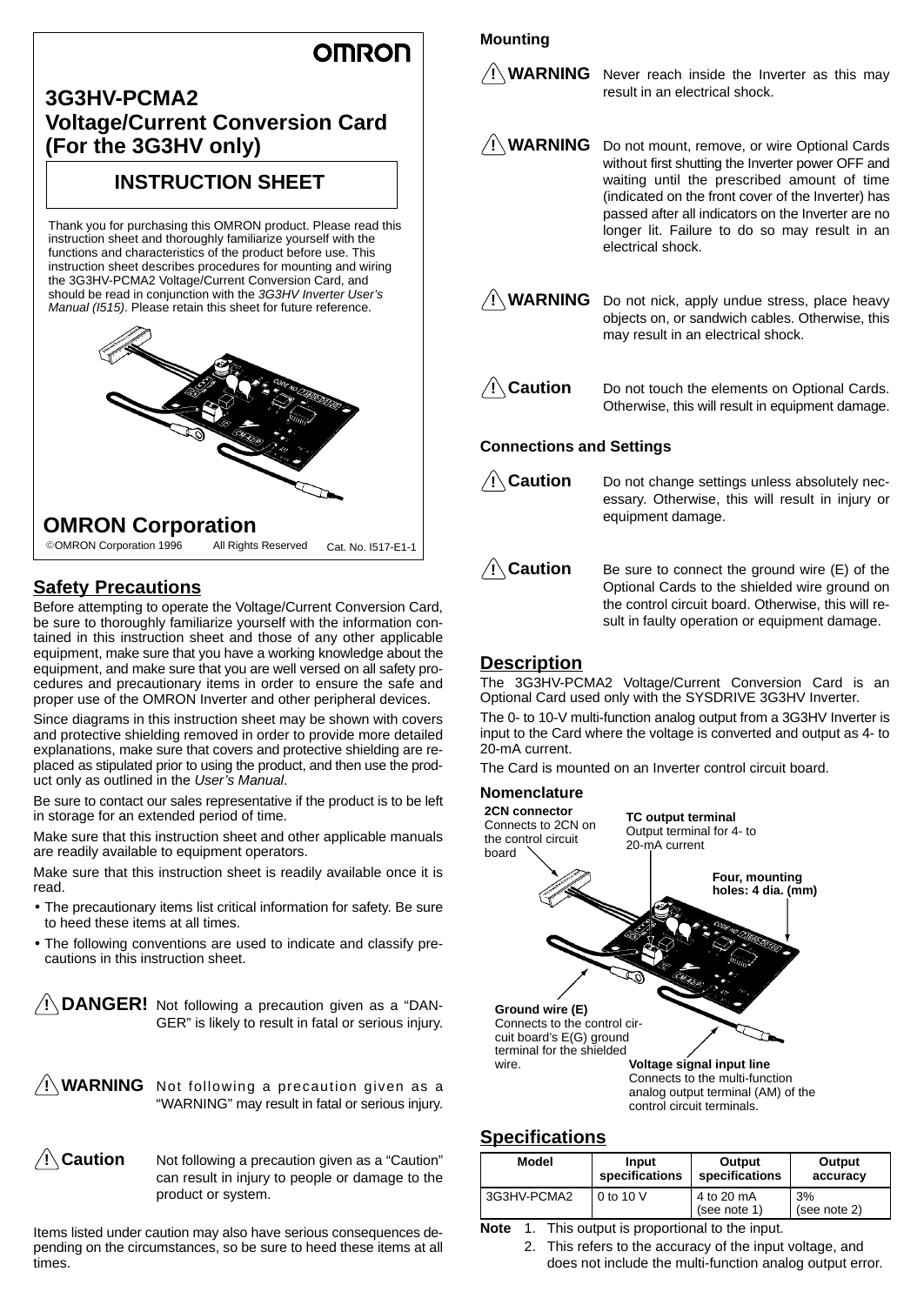OMRON

# 3G3HV-PCMA2 Voltage/Current Conversion Card (For the 3G3HV only)

## INSTRUCTION SHEET

Thank you for purchasing this OMRON product. Please read this instruction sheet and thoroughly familiarize yourself with the functions and characteristics of the product before use. This instruction sheet describes procedures for mounting and wiring the 3G3HV-PCMA2 Voltage/Current Conversion Card, and should be read in conjunction with the *3G3HV Inverter User's Manual (I515)*. Please retain this sheet for future reference.

**OMRON Corporation**

©OMRON Corporation 1996 All Rights Reserved Cat. No. I517-E1-1

## Safety Precautions

Before attempting to operate the Voltage/Current Conversion Card, be sure to thoroughly familiarize yourself with the information contained in this instruction sheet and those of any other applicable equipment, make sure that you have a working knowledge about the equipment, and make sure that you are well versed on all safety procedures and precautionary items in order to ensure the safe and proper use of the OMRON Inverter and other peripheral devices.

Since diagrams in this instruction sheet may be shown with covers and protective shielding removed in order to provide more detailed explanations, make sure that covers and protective shielding are replaced as stipulated prior to using the product, and then use the product only as outlined in the *User's Manual*.

Be sure to contact our sales representative if the product is to be left in storage for an extended period of time.

Make sure that this instruction sheet and other applicable manuals are readily available to equipment operators.

Make sure that this instruction sheet is readily available once it is read.

- The precautionary items list critical information for safety. Be sure to heed these items at all times.
- The following conventions are used to indicate and classify precautions in this instruction sheet.

**⚠ DANGER!** Not following a precaution given as a "DANGER" is likely to result in fatal or serious injury.

**⚠ WARNING** Not following a precaution given as a "WARNING" may result in fatal or serious injury.

**⚠ Caution** Not following a precaution given as a "Caution" can result in injury to people or damage to the product or system.

Items listed under caution may also have serious consequences depending on the circumstances, so be sure to heed these items at all times.

### Mounting

**⚠ WARNING** Never reach inside the Inverter as this may result in an electrical shock.

**⚠ WARNING** Do not mount, remove, or wire Optional Cards without first shutting the Inverter power OFF and waiting until the prescribed amount of time (indicated on the front cover of the Inverter) has passed after all indicators on the Inverter are no longer lit. Failure to do so may result in an electrical shock.

**⚠ WARNING** Do not nick, apply undue stress, place heavy objects on, or sandwich cables. Otherwise, this may result in an electrical shock.

**⚠ Caution** Do not touch the elements on Optional Cards. Otherwise, this will result in equipment damage.

### Connections and Settings

**⚠ Caution** Do not change settings unless absolutely necessary. Otherwise, this will result in injury or equipment damage.

**⚠ Caution** Be sure to connect the ground wire (E) of the Optional Cards to the shielded wire ground on the control circuit board. Otherwise, this will result in faulty operation or equipment damage.

## Description

The 3G3HV-PCMA2 Voltage/Current Conversion Card is an Optional Card used only with the SYSDRIVE 3G3HV Inverter.

The 0- to 10-V multi-function analog output from a 3G3HV Inverter is input to the Card where the voltage is converted and output as 4- to 20-mA current.

The Card is mounted on an Inverter control circuit board.

### Nomenclature

**2CN connector**
Connects to 2CN on the control circuit board

**TC output terminal**
Output terminal for 4- to 20-mA current

**Four, mounting holes: 4 dia. (mm)**

**Ground wire (E)**
Connects to the control circuit board's E(G) ground terminal for the shielded wire.

**Voltage signal input line**
Connects to the multi-function analog output terminal (AM) of the control circuit terminals.

## Specifications

| Model | Input specifications | Output specifications | Output accuracy |
|---|---|---|---|
| 3G3HV-PCMA2 | 0 to 10 V | 4 to 20 mA (see note 1) | 3% (see note 2) |

**Note**
1. This output is proportional to the input.
2. This refers to the accuracy of the input voltage, and does not include the multi-function analog output error.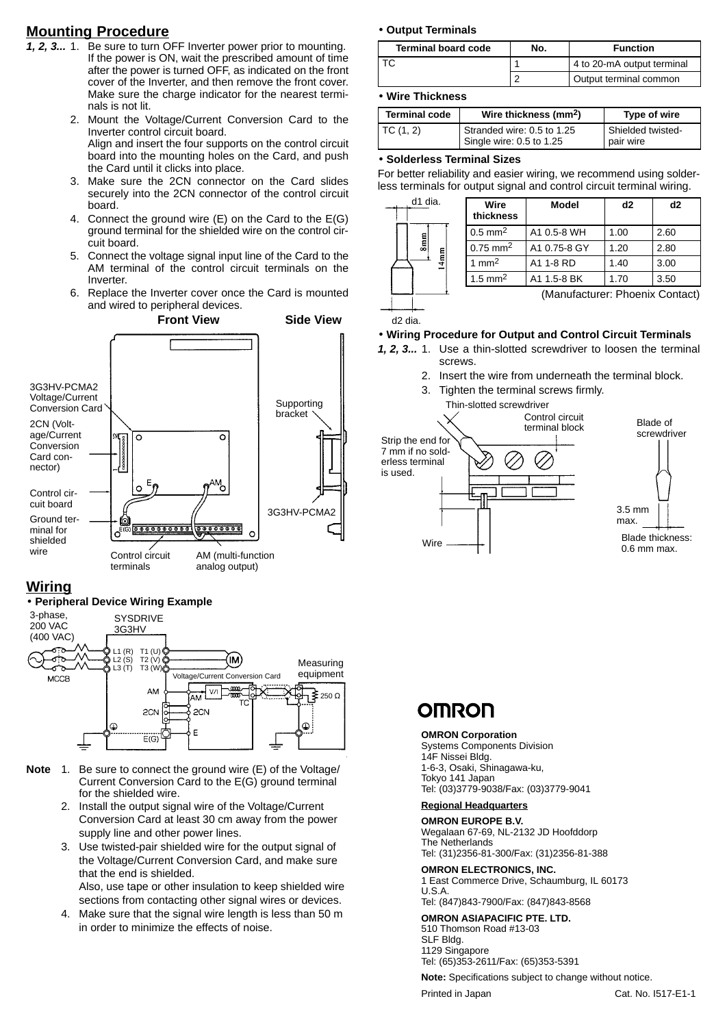## Mounting Procedure

*1, 2, 3...*
1. Be sure to turn OFF Inverter power prior to mounting. If the power is ON, wait the prescribed amount of time after the power is turned OFF, as indicated on the front cover of the Inverter, and then remove the front cover. Make sure the charge indicator for the nearest terminals is not lit.
2. Mount the Voltage/Current Conversion Card to the Inverter control circuit board.
   Align and insert the four supports on the control circuit board into the mounting holes on the Card, and push the Card until it clicks into place.
3. Make sure the 2CN connector on the Card slides securely into the 2CN connector of the control circuit board.
4. Connect the ground wire (E) on the Card to the E(G) ground terminal for the shielded wire on the control circuit board.
5. Connect the voltage signal input line of the Card to the AM terminal of the control circuit terminals on the Inverter.
6. Replace the Inverter cover once the Card is mounted and wired to peripheral devices.

Front View

Side View

3G3HV-PCMA2 Voltage/Current Conversion Card

2CN (Voltage/Current Conversion Card connector)

Control circuit board

Ground terminal for shielded wire

E

AM

E(G)

Control circuit terminals

AM (multi-function analog output)

Supporting bracket

3G3HV-PCMA2

## Wiring

- **Peripheral Device Wiring Example**

3-phase, 200 VAC (400 VAC)

MCCB

SYSDRIVE 3G3HV

L1 (R) L2 (S) L3 (T)

T1 (U) T2 (V) T3 (W)

IM

Measuring equipment

Voltage/Current Conversion Card

AM

V/I

AM

TC

250 Ω

2CN

2CN

E

E(G)

**Note**
1. Be sure to connect the ground wire (E) of the Voltage/Current Conversion Card to the E(G) ground terminal for the shielded wire.
2. Install the output signal wire of the Voltage/Current Conversion Card at least 30 cm away from the power supply line and other power lines.
3. Use twisted-pair shielded wire for the output signal of the Voltage/Current Conversion Card, and make sure that the end is shielded.
   Also, use tape or other insulation to keep shielded wire sections from contacting other signal wires or devices.
4. Make sure that the signal wire length is less than 50 m in order to minimize the effects of noise.

- **Output Terminals**

| Terminal board code | No. | Function |
|---|---|---|
| TC | 1 | 4 to 20-mA output terminal |
| | 2 | Output terminal common |

- **Wire Thickness**

| Terminal code | Wire thickness ($mm^2$) | Type of wire |
|---|---|---|
| TC (1, 2) | Stranded wire: 0.5 to 1.25<br>Single wire: 0.5 to 1.25 | Shielded twisted-pair wire |

- **Solderless Terminal Sizes**

For better reliability and easier wiring, we recommend using solderless terminals for output signal and control circuit terminal wiring.

d1 dia.

8mm

14mm

d2 dia.

| Wire thickness | Model | d2 | d2 |
|---|---|---|---|
| 0.5 $mm^2$ | A1 0.5-8 WH | 1.00 | 2.60 |
| 0.75 $mm^2$ | A1 0.75-8 GY | 1.20 | 2.80 |
| 1 $mm^2$ | A1 1-8 RD | 1.40 | 3.00 |
| 1.5 $mm^2$ | A1 1.5-8 BK | 1.70 | 3.50 |

(Manufacturer: Phoenix Contact)

- **Wiring Procedure for Output and Control Circuit Terminals**

*1, 2, 3...*
1. Use a thin-slotted screwdriver to loosen the terminal screws.
2. Insert the wire from underneath the terminal block.
3. Tighten the terminal screws firmly.

Thin-slotted screwdriver

Control circuit terminal block

Strip the end for 7 mm if no solderless terminal is used.

Wire

Blade of screwdriver

3.5 mm max.

Blade thickness: 0.6 mm max.

**OMRON**

**OMRON Corporation**
Systems Components Division
14F Nissei Bldg.
1-6-3, Osaki, Shinagawa-ku,
Tokyo 141 Japan
Tel: (03)3779-9038/Fax: (03)3779-9041

**Regional Headquarters**

**OMRON EUROPE B.V.**
Wegalaan 67-69, NL-2132 JD Hoofddorp
The Netherlands
Tel: (31)2356-81-300/Fax: (31)2356-81-388

**OMRON ELECTRONICS, INC.**
1 East Commerce Drive, Schaumburg, IL 60173
U.S.A.
Tel: (847)843-7900/Fax: (847)843-8568

**OMRON ASIAPACIFIC PTE. LTD.**
510 Thomson Road #13-03
SLF Bldg.
1129 Singapore
Tel: (65)353-2611/Fax: (65)353-5391

**Note:** Specifications subject to change without notice.

Printed in Japan

Cat. No. I517-E1-1